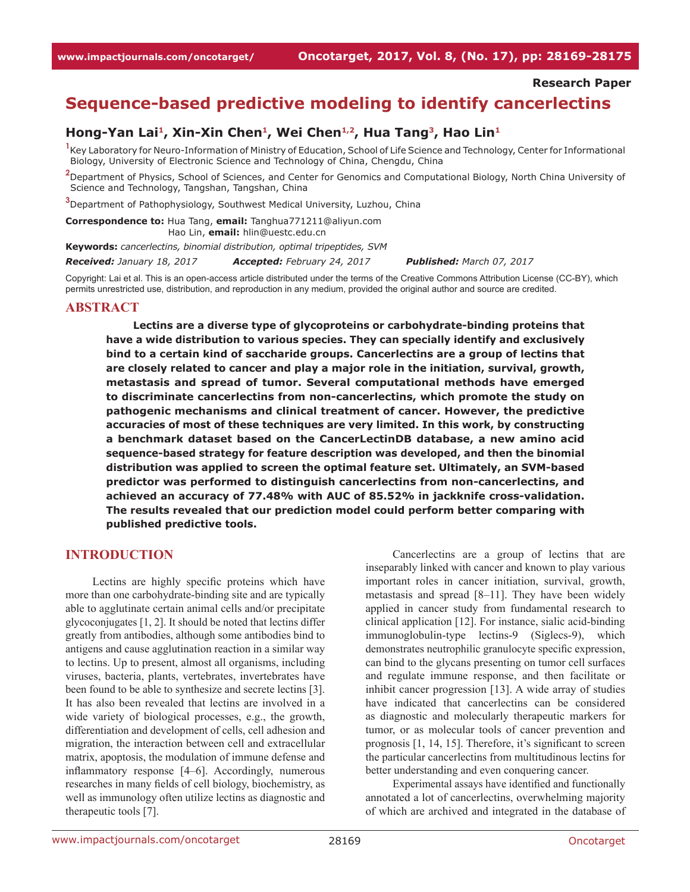Research Paper

# Sequence-based predictive modeling to identify cancerlectins

**Hong-Yan Lai[1], Xin-Xin Chen[1], Wei Chen[1,2], Hua Tang[3], Hao Lin[1]**

[1]Key Laboratory for Neuro-Information of Ministry of Education, School of Life Science and Technology, Center for Informational Biology, University of Electronic Science and Technology of China, Chengdu, China

[2]Department of Physics, School of Sciences, and Center for Genomics and Computational Biology, North China University of Science and Technology, Tangshan, Tangshan, China

[3]Department of Pathophysiology, Southwest Medical University, Luzhou, China

**Correspondence to:** Hua Tang, **email:** Tanghua771211@aliyun.com
Hao Lin, **email:** hlin@uestc.edu.cn

**Keywords:** *cancerlectins, binomial distribution, optimal tripeptides, SVM*

***Received:*** *January 18, 2017* ***Accepted:*** *February 24, 2017* ***Published:*** *March 07, 2017*

Copyright: Lai et al. This is an open-access article distributed under the terms of the Creative Commons Attribution License (CC-BY), which permits unrestricted use, distribution, and reproduction in any medium, provided the original author and source are credited.

## ABSTRACT

**Lectins are a diverse type of glycoproteins or carbohydrate-binding proteins that have a wide distribution to various species. They can specially identify and exclusively bind to a certain kind of saccharide groups. Cancerlectins are a group of lectins that are closely related to cancer and play a major role in the initiation, survival, growth, metastasis and spread of tumor. Several computational methods have emerged to discriminate cancerlectins from non-cancerlectins, which promote the study on pathogenic mechanisms and clinical treatment of cancer. However, the predictive accuracies of most of these techniques are very limited. In this work, by constructing a benchmark dataset based on the CancerLectinDB database, a new amino acid sequence-based strategy for feature description was developed, and then the binomial distribution was applied to screen the optimal feature set. Ultimately, an SVM-based predictor was performed to distinguish cancerlectins from non-cancerlectins, and achieved an accuracy of 77.48% with AUC of 85.52% in jackknife cross-validation. The results revealed that our prediction model could perform better comparing with published predictive tools.**

## INTRODUCTION

Lectins are highly specific proteins which have more than one carbohydrate-binding site and are typically able to agglutinate certain animal cells and/or precipitate glycoconjugates [1, 2]. It should be noted that lectins differ greatly from antibodies, although some antibodies bind to antigens and cause agglutination reaction in a similar way to lectins. Up to present, almost all organisms, including viruses, bacteria, plants, vertebrates, invertebrates have been found to be able to synthesize and secrete lectins [3]. It has also been revealed that lectins are involved in a wide variety of biological processes, e.g., the growth, differentiation and development of cells, cell adhesion and migration, the interaction between cell and extracellular matrix, apoptosis, the modulation of immune defense and inflammatory response [4–6]. Accordingly, numerous researches in many fields of cell biology, biochemistry, as well as immunology often utilize lectins as diagnostic and therapeutic tools [7].

Cancerlectins are a group of lectins that are inseparably linked with cancer and known to play various important roles in cancer initiation, survival, growth, metastasis and spread [8–11]. They have been widely applied in cancer study from fundamental research to clinical application [12]. For instance, sialic acid-binding immunoglobulin-type lectins-9 (Siglecs-9), which demonstrates neutrophilic granulocyte specific expression, can bind to the glycans presenting on tumor cell surfaces and regulate immune response, and then facilitate or inhibit cancer progression [13]. A wide array of studies have indicated that cancerlectins can be considered as diagnostic and molecularly therapeutic markers for tumor, or as molecular tools of cancer prevention and prognosis [1, 14, 15]. Therefore, it's significant to screen the particular cancerlectins from multitudinous lectins for better understanding and even conquering cancer.

Experimental assays have identified and functionally annotated a lot of cancerlectins, overwhelming majority of which are archived and integrated in the database of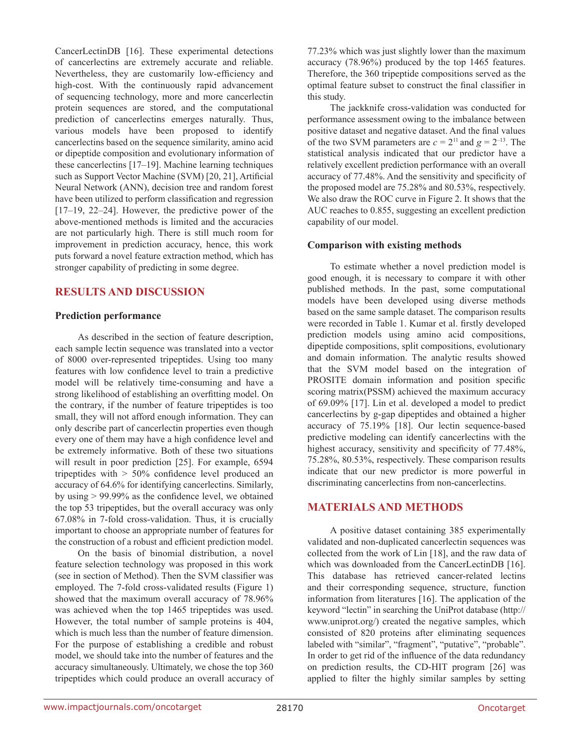CancerLectinDB [16]. These experimental detections of cancerlectins are extremely accurate and reliable. Nevertheless, they are customarily low-efficiency and high-cost. With the continuously rapid advancement of sequencing technology, more and more cancerlectin protein sequences are stored, and the computational prediction of cancerlectins emerges naturally. Thus, various models have been proposed to identify cancerlectins based on the sequence similarity, amino acid or dipeptide composition and evolutionary information of these cancerlectins [17–19]. Machine learning techniques such as Support Vector Machine (SVM) [20, 21], Artificial Neural Network (ANN), decision tree and random forest have been utilized to perform classification and regression [17–19, 22–24]. However, the predictive power of the above-mentioned methods is limited and the accuracies are not particularly high. There is still much room for improvement in prediction accuracy, hence, this work puts forward a novel feature extraction method, which has stronger capability of predicting in some degree.

## RESULTS AND DISCUSSION

### Prediction performance

As described in the section of feature description, each sample lectin sequence was translated into a vector of 8000 over-represented tripeptides. Using too many features with low confidence level to train a predictive model will be relatively time-consuming and have a strong likelihood of establishing an overfitting model. On the contrary, if the number of feature tripeptides is too small, they will not afford enough information. They can only describe part of cancerlectin properties even though every one of them may have a high confidence level and be extremely informative. Both of these two situations will result in poor prediction [25]. For example, 6594 tripeptides with > 50% confidence level produced an accuracy of 64.6% for identifying cancerlectins. Similarly, by using > 99.99% as the confidence level, we obtained the top 53 tripeptides, but the overall accuracy was only 67.08% in 7-fold cross-validation. Thus, it is crucially important to choose an appropriate number of features for the construction of a robust and efficient prediction model.

On the basis of binomial distribution, a novel feature selection technology was proposed in this work (see in section of Method). Then the SVM classifier was employed. The 7-fold cross-validated results (Figure 1) showed that the maximum overall accuracy of 78.96% was achieved when the top 1465 tripeptides was used. However, the total number of sample proteins is 404, which is much less than the number of feature dimension. For the purpose of establishing a credible and robust model, we should take into the number of features and the accuracy simultaneously. Ultimately, we chose the top 360 tripeptides which could produce an overall accuracy of 77.23% which was just slightly lower than the maximum accuracy (78.96%) produced by the top 1465 features. Therefore, the 360 tripeptide compositions served as the optimal feature subset to construct the final classifier in this study.

The jackknife cross-validation was conducted for performance assessment owing to the imbalance between positive dataset and negative dataset. And the final values of the two SVM parameters are $c = 2^{11}$ and $g = 2^{-13}$. The statistical analysis indicated that our predictor have a relatively excellent prediction performance with an overall accuracy of 77.48%. And the sensitivity and specificity of the proposed model are 75.28% and 80.53%, respectively. We also draw the ROC curve in Figure 2. It shows that the AUC reaches to 0.855, suggesting an excellent prediction capability of our model.

### Comparison with existing methods

To estimate whether a novel prediction model is good enough, it is necessary to compare it with other published methods. In the past, some computational models have been developed using diverse methods based on the same sample dataset. The comparison results were recorded in Table 1. Kumar et al. firstly developed prediction models using amino acid compositions, dipeptide compositions, split compositions, evolutionary and domain information. The analytic results showed that the SVM model based on the integration of PROSITE domain information and position specific scoring matrix(PSSM) achieved the maximum accuracy of 69.09% [17]. Lin et al. developed a model to predict cancerlectins by g-gap dipeptides and obtained a higher accuracy of 75.19% [18]. Our lectin sequence-based predictive modeling can identify cancerlectins with the highest accuracy, sensitivity and specificity of 77.48%, 75.28%, 80.53%, respectively. These comparison results indicate that our new predictor is more powerful in discriminating cancerlectins from non-cancerlectins.

## MATERIALS AND METHODS

A positive dataset containing 385 experimentally validated and non-duplicated cancerlectin sequences was collected from the work of Lin [18], and the raw data of which was downloaded from the CancerLectinDB [16]. This database has retrieved cancer-related lectins and their corresponding sequence, structure, function information from literatures [16]. The application of the keyword "lectin" in searching the UniProt database (http://www.uniprot.org/) created the negative samples, which consisted of 820 proteins after eliminating sequences labeled with "similar", "fragment", "putative", "probable". In order to get rid of the influence of the data redundancy on prediction results, the CD-HIT program [26] was applied to filter the highly similar samples by setting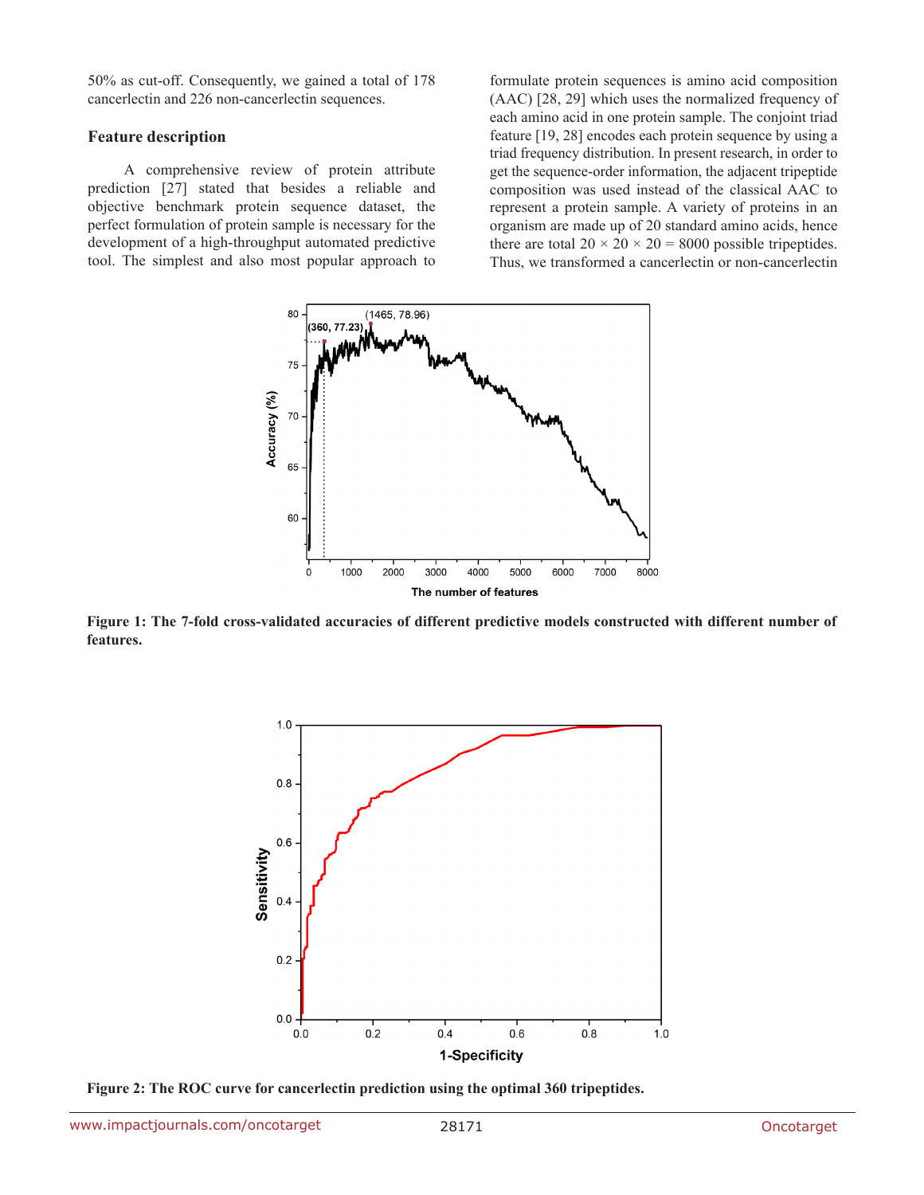50% as cut-off. Consequently, we gained a total of 178 cancerlectin and 226 non-cancerlectin sequences.

### Feature description

A comprehensive review of protein attribute prediction [27] stated that besides a reliable and objective benchmark protein sequence dataset, the perfect formulation of protein sample is necessary for the development of a high-throughput automated predictive tool. The simplest and also most popular approach to formulate protein sequences is amino acid composition (AAC) [28, 29] which uses the normalized frequency of each amino acid in one protein sample. The conjoint triad feature [19, 28] encodes each protein sequence by using a triad frequency distribution. In present research, in order to get the sequence-order information, the adjacent tripeptide composition was used instead of the classical AAC to represent a protein sample. A variety of proteins in an organism are made up of 20 standard amino acids, hence there are total $20 \times 20 \times 20 = 8000$ possible tripeptides. Thus, we transformed a cancerlectin or non-cancerlectin

**Figure 1: The 7-fold cross-validated accuracies of different predictive models constructed with different number of features.**

**Figure 2: The ROC curve for cancerlectin prediction using the optimal 360 tripeptides.**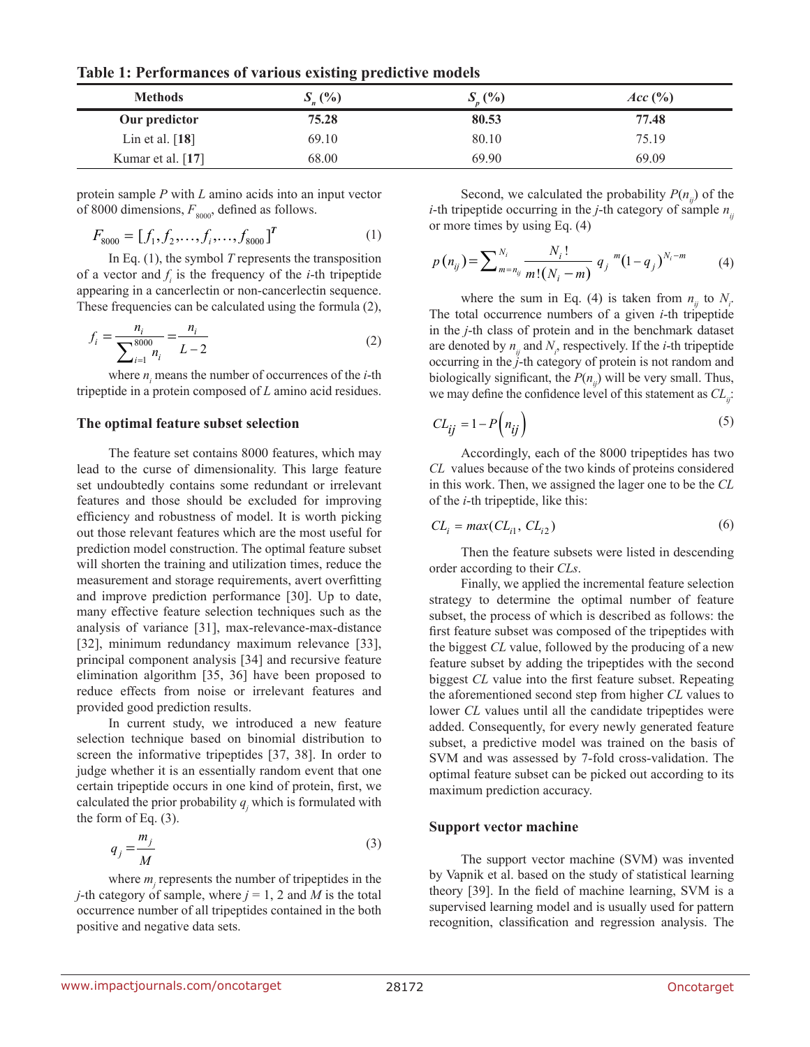**Table 1: Performances of various existing predictive models**

| Methods | $S_n$ (%) | $S_p$ (%) | *Acc* (%) |
|---|---|---|---|
| **Our predictor** | **75.28** | **80.53** | **77.48** |
| Lin et al. [**18**] | 69.10 | 80.10 | 75.19 |
| Kumar et al. [**17**] | 68.00 | 69.90 | 69.09 |

protein sample $P$ with $L$ amino acids into an input vector of 8000 dimensions, $F_{8000}$, defined as follows.

$$F_{8000} = [f_1, f_2, \ldots, f_i, \ldots, f_{8000}]^T \tag{1}$$

In Eq. (1), the symbol $T$ represents the transposition of a vector and $f_i$ is the frequency of the $i$-th tripeptide appearing in a cancerlectin or non-cancerlectin sequence. These frequencies can be calculated using the formula (2),

$$f_i = \frac{n_i}{\sum_{i=1}^{8000} n_i} = \frac{n_i}{L-2} \tag{2}$$

where $n_i$ means the number of occurrences of the $i$-th tripeptide in a protein composed of $L$ amino acid residues.

### The optimal feature subset selection

The feature set contains 8000 features, which may lead to the curse of dimensionality. This large feature set undoubtedly contains some redundant or irrelevant features and those should be excluded for improving efficiency and robustness of model. It is worth picking out those relevant features which are the most useful for prediction model construction. The optimal feature subset will shorten the training and utilization times, reduce the measurement and storage requirements, avert overfitting and improve prediction performance [30]. Up to date, many effective feature selection techniques such as the analysis of variance [31], max-relevance-max-distance [32], minimum redundancy maximum relevance [33], principal component analysis [34] and recursive feature elimination algorithm [35, 36] have been proposed to reduce effects from noise or irrelevant features and provided good prediction results.

In current study, we introduced a new feature selection technique based on binomial distribution to screen the informative tripeptides [37, 38]. In order to judge whether it is an essentially random event that one certain tripeptide occurs in one kind of protein, first, we calculated the prior probability $q_j$ which is formulated with the form of Eq. (3).

$$q_j = \frac{m_j}{M} \tag{3}$$

where $m_j$ represents the number of tripeptides in the $j$-th category of sample, where $j = 1, 2$ and $M$ is the total occurrence number of all tripeptides contained in the both positive and negative data sets.

Second, we calculated the probability $P(n_{ij})$ of the $i$-th tripeptide occurring in the $j$-th category of sample $n_{ij}$ or more times by using Eq. (4)

$$p(n_{ij}) = \sum_{m=n_{ij}}^{N_i} \frac{N_i!}{m!(N_i - m)} q_j^{\ m} (1 - q_j)^{N_i - m} \tag{4}$$

where the sum in Eq. (4) is taken from $n_{ij}$ to $N_i$. The total occurrence numbers of a given $i$-th tripeptide in the $j$-th class of protein and in the benchmark dataset are denoted by $n_{ij}$ and $N_i$, respectively. If the $i$-th tripeptide occurring in the $j$-th category of protein is not random and biologically significant, the $P(n_{ij})$ will be very small. Thus, we may define the confidence level of this statement as $CL_{ij}$:

$$CL_{ij} = 1 - P\left(n_{ij}\right) \tag{5}$$

Accordingly, each of the 8000 tripeptides has two *CL* values because of the two kinds of proteins considered in this work. Then, we assigned the lager one to be the *CL* of the $i$-th tripeptide, like this:

$$CL_i = max(CL_{i1}, CL_{i2}) \tag{6}$$

Then the feature subsets were listed in descending order according to their *CLs*.

Finally, we applied the incremental feature selection strategy to determine the optimal number of feature subset, the process of which is described as follows: the first feature subset was composed of the tripeptides with the biggest *CL* value, followed by the producing of a new feature subset by adding the tripeptides with the second biggest *CL* value into the first feature subset. Repeating the aforementioned second step from higher *CL* values to lower *CL* values until all the candidate tripeptides were added. Consequently, for every newly generated feature subset, a predictive model was trained on the basis of SVM and was assessed by 7-fold cross-validation. The optimal feature subset can be picked out according to its maximum prediction accuracy.

### Support vector machine

The support vector machine (SVM) was invented by Vapnik et al. based on the study of statistical learning theory [39]. In the field of machine learning, SVM is a supervised learning model and is usually used for pattern recognition, classification and regression analysis. The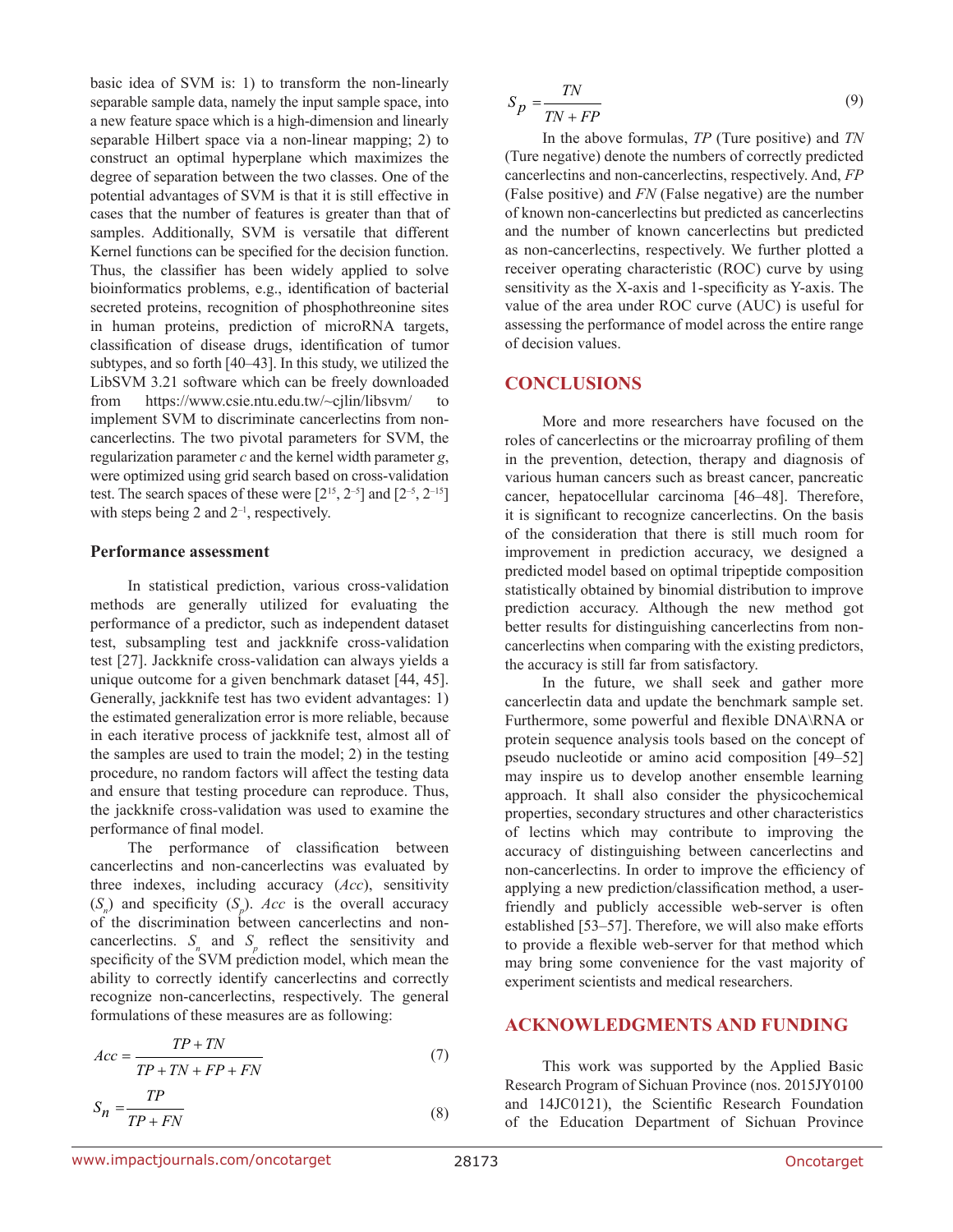basic idea of SVM is: 1) to transform the non-linearly separable sample data, namely the input sample space, into a new feature space which is a high-dimension and linearly separable Hilbert space via a non-linear mapping; 2) to construct an optimal hyperplane which maximizes the degree of separation between the two classes. One of the potential advantages of SVM is that it is still effective in cases that the number of features is greater than that of samples. Additionally, SVM is versatile that different Kernel functions can be specified for the decision function. Thus, the classifier has been widely applied to solve bioinformatics problems, e.g., identification of bacterial secreted proteins, recognition of phosphothreonine sites in human proteins, prediction of microRNA targets, classification of disease drugs, identification of tumor subtypes, and so forth [40–43]. In this study, we utilized the LibSVM 3.21 software which can be freely downloaded from https://www.csie.ntu.edu.tw/~cjlin/libsvm/ to implement SVM to discriminate cancerlectins from non-cancerlectins. The two pivotal parameters for SVM, the regularization parameter *c* and the kernel width parameter *g*, were optimized using grid search based on cross-validation test. The search spaces of these were $[2^{15}, 2^{-5}]$ and $[2^{-5}, 2^{-15}]$ with steps being 2 and $2^{-1}$, respectively.

### Performance assessment

In statistical prediction, various cross-validation methods are generally utilized for evaluating the performance of a predictor, such as independent dataset test, subsampling test and jackknife cross-validation test [27]. Jackknife cross-validation can always yields a unique outcome for a given benchmark dataset [44, 45]. Generally, jackknife test has two evident advantages: 1) the estimated generalization error is more reliable, because in each iterative process of jackknife test, almost all of the samples are used to train the model; 2) in the testing procedure, no random factors will affect the testing data and ensure that testing procedure can reproduce. Thus, the jackknife cross-validation was used to examine the performance of final model.

The performance of classification between cancerlectins and non-cancerlectins was evaluated by three indexes, including accuracy (*Acc*), sensitivity ($S_n$) and specificity ($S_p$). *Acc* is the overall accuracy of the discrimination between cancerlectins and non-cancerlectins. $S_n$ and $S_p$ reflect the sensitivity and specificity of the SVM prediction model, which mean the ability to correctly identify cancerlectins and correctly recognize non-cancerlectins, respectively. The general formulations of these measures are as following:

$$Acc = \frac{TP + TN}{TP + TN + FP + FN} \tag{7}$$

$$S_n = \frac{TP}{TP + FN} \tag{8}$$

$$S_p = \frac{TN}{TN + FP} \tag{9}$$

In the above formulas, *TP* (Ture positive) and *TN* (Ture negative) denote the numbers of correctly predicted cancerlectins and non-cancerlectins, respectively. And, *FP* (False positive) and *FN* (False negative) are the number of known non-cancerlectins but predicted as cancerlectins and the number of known cancerlectins but predicted as non-cancerlectins, respectively. We further plotted a receiver operating characteristic (ROC) curve by using sensitivity as the X-axis and 1-specificity as Y-axis. The value of the area under ROC curve (AUC) is useful for assessing the performance of model across the entire range of decision values.

## CONCLUSIONS

More and more researchers have focused on the roles of cancerlectins or the microarray profiling of them in the prevention, detection, therapy and diagnosis of various human cancers such as breast cancer, pancreatic cancer, hepatocellular carcinoma [46–48]. Therefore, it is significant to recognize cancerlectins. On the basis of the consideration that there is still much room for improvement in prediction accuracy, we designed a predicted model based on optimal tripeptide composition statistically obtained by binomial distribution to improve prediction accuracy. Although the new method got better results for distinguishing cancerlectins from non-cancerlectins when comparing with the existing predictors, the accuracy is still far from satisfactory.

In the future, we shall seek and gather more cancerlectin data and update the benchmark sample set. Furthermore, some powerful and flexible DNA\RNA or protein sequence analysis tools based on the concept of pseudo nucleotide or amino acid composition [49–52] may inspire us to develop another ensemble learning approach. It shall also consider the physicochemical properties, secondary structures and other characteristics of lectins which may contribute to improving the accuracy of distinguishing between cancerlectins and non-cancerlectins. In order to improve the efficiency of applying a new prediction/classification method, a user-friendly and publicly accessible web-server is often established [53–57]. Therefore, we will also make efforts to provide a flexible web-server for that method which may bring some convenience for the vast majority of experiment scientists and medical researchers.

## ACKNOWLEDGMENTS AND FUNDING

This work was supported by the Applied Basic Research Program of Sichuan Province (nos. 2015JY0100 and 14JC0121), the Scientific Research Foundation of the Education Department of Sichuan Province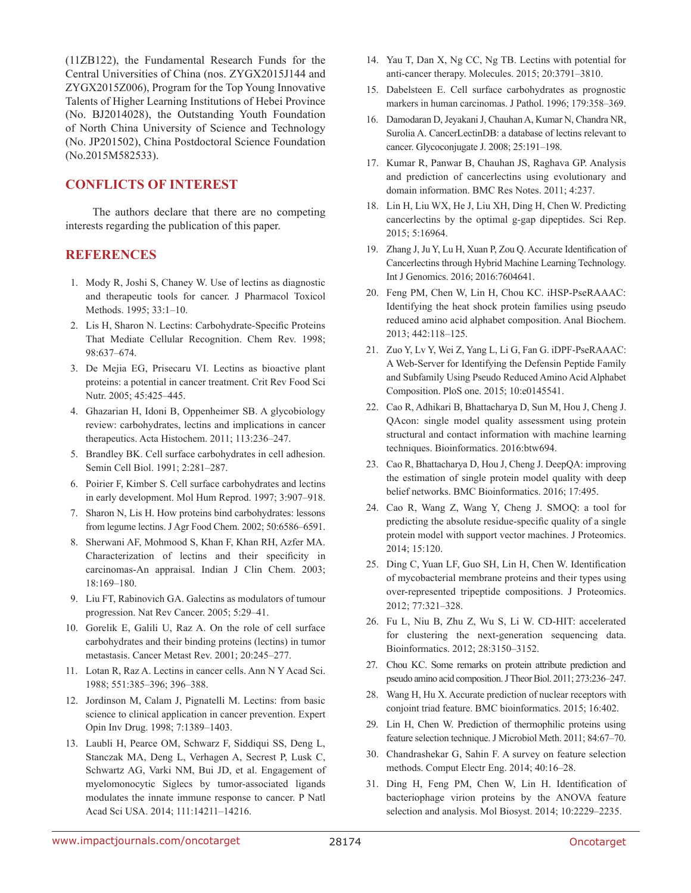(11ZB122), the Fundamental Research Funds for the Central Universities of China (nos. ZYGX2015J144 and ZYGX2015Z006), Program for the Top Young Innovative Talents of Higher Learning Institutions of Hebei Province (No. BJ2014028), the Outstanding Youth Foundation of North China University of Science and Technology (No. JP201502), China Postdoctoral Science Foundation (No.2015M582533).

## CONFLICTS OF INTEREST

The authors declare that there are no competing interests regarding the publication of this paper.

## REFERENCES

1. Mody R, Joshi S, Chaney W. Use of lectins as diagnostic and therapeutic tools for cancer. J Pharmacol Toxicol Methods. 1995; 33:1–10.
2. Lis H, Sharon N. Lectins: Carbohydrate-Specific Proteins That Mediate Cellular Recognition. Chem Rev. 1998; 98:637–674.
3. De Mejia EG, Prisecaru VI. Lectins as bioactive plant proteins: a potential in cancer treatment. Crit Rev Food Sci Nutr. 2005; 45:425–445.
4. Ghazarian H, Idoni B, Oppenheimer SB. A glycobiology review: carbohydrates, lectins and implications in cancer therapeutics. Acta Histochem. 2011; 113:236–247.
5. Brandley BK. Cell surface carbohydrates in cell adhesion. Semin Cell Biol. 1991; 2:281–287.
6. Poirier F, Kimber S. Cell surface carbohydrates and lectins in early development. Mol Hum Reprod. 1997; 3:907–918.
7. Sharon N, Lis H. How proteins bind carbohydrates: lessons from legume lectins. J Agr Food Chem. 2002; 50:6586–6591.
8. Sherwani AF, Mohmood S, Khan F, Khan RH, Azfer MA. Characterization of lectins and their specificity in carcinomas-An appraisal. Indian J Clin Chem. 2003; 18:169–180.
9. Liu FT, Rabinovich GA. Galectins as modulators of tumour progression. Nat Rev Cancer. 2005; 5:29–41.
10. Gorelik E, Galili U, Raz A. On the role of cell surface carbohydrates and their binding proteins (lectins) in tumor metastasis. Cancer Metast Rev. 2001; 20:245–277.
11. Lotan R, Raz A. Lectins in cancer cells. Ann N Y Acad Sci. 1988; 551:385–396; 396–388.
12. Jordinson M, Calam J, Pignatelli M. Lectins: from basic science to clinical application in cancer prevention. Expert Opin Inv Drug. 1998; 7:1389–1403.
13. Laubli H, Pearce OM, Schwarz F, Siddiqui SS, Deng L, Stanczak MA, Deng L, Verhagen A, Secrest P, Lusk C, Schwartz AG, Varki NM, Bui JD, et al. Engagement of myelomonocytic Siglecs by tumor-associated ligands modulates the innate immune response to cancer. P Natl Acad Sci USA. 2014; 111:14211–14216.
14. Yau T, Dan X, Ng CC, Ng TB. Lectins with potential for anti-cancer therapy. Molecules. 2015; 20:3791–3810.
15. Dabelsteen E. Cell surface carbohydrates as prognostic markers in human carcinomas. J Pathol. 1996; 179:358–369.
16. Damodaran D, Jeyakani J, Chauhan A, Kumar N, Chandra NR, Surolia A. CancerLectinDB: a database of lectins relevant to cancer. Glycoconjugate J. 2008; 25:191–198.
17. Kumar R, Panwar B, Chauhan JS, Raghava GP. Analysis and prediction of cancerlectins using evolutionary and domain information. BMC Res Notes. 2011; 4:237.
18. Lin H, Liu WX, He J, Liu XH, Ding H, Chen W. Predicting cancerlectins by the optimal g-gap dipeptides. Sci Rep. 2015; 5:16964.
19. Zhang J, Ju Y, Lu H, Xuan P, Zou Q. Accurate Identification of Cancerlectins through Hybrid Machine Learning Technology. Int J Genomics. 2016; 2016:7604641.
20. Feng PM, Chen W, Lin H, Chou KC. iHSP-PseRAAAC: Identifying the heat shock protein families using pseudo reduced amino acid alphabet composition. Anal Biochem. 2013; 442:118–125.
21. Zuo Y, Lv Y, Wei Z, Yang L, Li G, Fan G. iDPF-PseRAAAC: A Web-Server for Identifying the Defensin Peptide Family and Subfamily Using Pseudo Reduced Amino Acid Alphabet Composition. PloS one. 2015; 10:e0145541.
22. Cao R, Adhikari B, Bhattacharya D, Sun M, Hou J, Cheng J. QAcon: single model quality assessment using protein structural and contact information with machine learning techniques. Bioinformatics. 2016:btw694.
23. Cao R, Bhattacharya D, Hou J, Cheng J. DeepQA: improving the estimation of single protein model quality with deep belief networks. BMC Bioinformatics. 2016; 17:495.
24. Cao R, Wang Z, Wang Y, Cheng J. SMOQ: a tool for predicting the absolute residue-specific quality of a single protein model with support vector machines. J Proteomics. 2014; 15:120.
25. Ding C, Yuan LF, Guo SH, Lin H, Chen W. Identification of mycobacterial membrane proteins and their types using over-represented tripeptide compositions. J Proteomics. 2012; 77:321–328.
26. Fu L, Niu B, Zhu Z, Wu S, Li W. CD-HIT: accelerated for clustering the next-generation sequencing data. Bioinformatics. 2012; 28:3150–3152.
27. Chou KC. Some remarks on protein attribute prediction and pseudo amino acid composition. J Theor Biol. 2011; 273:236–247.
28. Wang H, Hu X. Accurate prediction of nuclear receptors with conjoint triad feature. BMC bioinformatics. 2015; 16:402.
29. Lin H, Chen W. Prediction of thermophilic proteins using feature selection technique. J Microbiol Meth. 2011; 84:67–70.
30. Chandrashekar G, Sahin F. A survey on feature selection methods. Comput Electr Eng. 2014; 40:16–28.
31. Ding H, Feng PM, Chen W, Lin H. Identification of bacteriophage virion proteins by the ANOVA feature selection and analysis. Mol Biosyst. 2014; 10:2229–2235.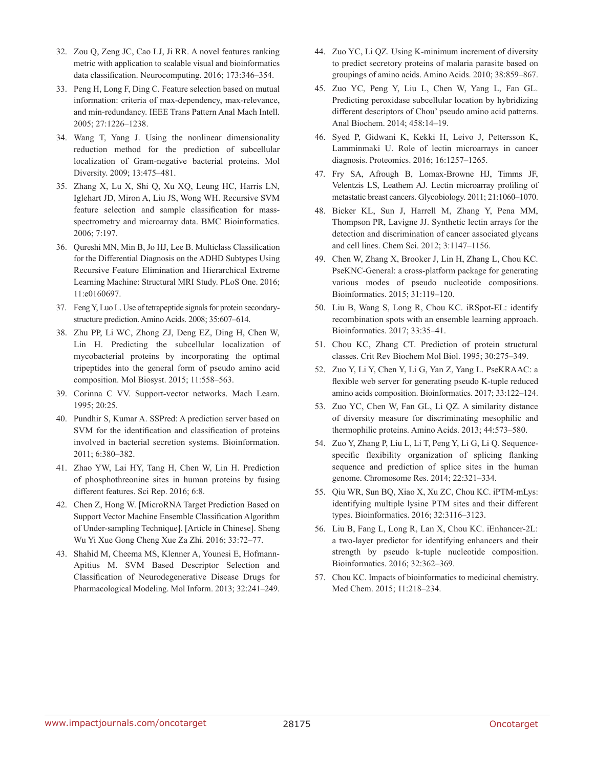32. Zou Q, Zeng JC, Cao LJ, Ji RR. A novel features ranking metric with application to scalable visual and bioinformatics data classification. Neurocomputing. 2016; 173:346–354.

33. Peng H, Long F, Ding C. Feature selection based on mutual information: criteria of max-dependency, max-relevance, and min-redundancy. IEEE Trans Pattern Anal Mach Intell. 2005; 27:1226–1238.

34. Wang T, Yang J. Using the nonlinear dimensionality reduction method for the prediction of subcellular localization of Gram-negative bacterial proteins. Mol Diversity. 2009; 13:475–481.

35. Zhang X, Lu X, Shi Q, Xu XQ, Leung HC, Harris LN, Iglehart JD, Miron A, Liu JS, Wong WH. Recursive SVM feature selection and sample classification for mass-spectrometry and microarray data. BMC Bioinformatics. 2006; 7:197.

36. Qureshi MN, Min B, Jo HJ, Lee B. Multiclass Classification for the Differential Diagnosis on the ADHD Subtypes Using Recursive Feature Elimination and Hierarchical Extreme Learning Machine: Structural MRI Study. PLoS One. 2016; 11:e0160697.

37. Feng Y, Luo L. Use of tetrapeptide signals for protein secondary-structure prediction. Amino Acids. 2008; 35:607–614.

38. Zhu PP, Li WC, Zhong ZJ, Deng EZ, Ding H, Chen W, Lin H. Predicting the subcellular localization of mycobacterial proteins by incorporating the optimal tripeptides into the general form of pseudo amino acid composition. Mol Biosyst. 2015; 11:558–563.

39. Corinna C VV. Support-vector networks. Mach Learn. 1995; 20:25.

40. Pundhir S, Kumar A. SSPred: A prediction server based on SVM for the identification and classification of proteins involved in bacterial secretion systems. Bioinformation. 2011; 6:380–382.

41. Zhao YW, Lai HY, Tang H, Chen W, Lin H. Prediction of phosphothreonine sites in human proteins by fusing different features. Sci Rep. 2016; 6:8.

42. Chen Z, Hong W. [MicroRNA Target Prediction Based on Support Vector Machine Ensemble Classification Algorithm of Under-sampling Technique]. [Article in Chinese]. Sheng Wu Yi Xue Gong Cheng Xue Za Zhi. 2016; 33:72–77.

43. Shahid M, Cheema MS, Klenner A, Younesi E, Hofmann-Apitius M. SVM Based Descriptor Selection and Classification of Neurodegenerative Disease Drugs for Pharmacological Modeling. Mol Inform. 2013; 32:241–249.

44. Zuo YC, Li QZ. Using K-minimum increment of diversity to predict secretory proteins of malaria parasite based on groupings of amino acids. Amino Acids. 2010; 38:859–867.

45. Zuo YC, Peng Y, Liu L, Chen W, Yang L, Fan GL. Predicting peroxidase subcellular location by hybridizing different descriptors of Chou' pseudo amino acid patterns. Anal Biochem. 2014; 458:14–19.

46. Syed P, Gidwani K, Kekki H, Leivo J, Pettersson K, Lamminmaki U. Role of lectin microarrays in cancer diagnosis. Proteomics. 2016; 16:1257–1265.

47. Fry SA, Afrough B, Lomax-Browne HJ, Timms JF, Velentzis LS, Leathem AJ. Lectin microarray profiling of metastatic breast cancers. Glycobiology. 2011; 21:1060–1070.

48. Bicker KL, Sun J, Harrell M, Zhang Y, Pena MM, Thompson PR, Lavigne JJ. Synthetic lectin arrays for the detection and discrimination of cancer associated glycans and cell lines. Chem Sci. 2012; 3:1147–1156.

49. Chen W, Zhang X, Brooker J, Lin H, Zhang L, Chou KC. PseKNC-General: a cross-platform package for generating various modes of pseudo nucleotide compositions. Bioinformatics. 2015; 31:119–120.

50. Liu B, Wang S, Long R, Chou KC. iRSpot-EL: identify recombination spots with an ensemble learning approach. Bioinformatics. 2017; 33:35–41.

51. Chou KC, Zhang CT. Prediction of protein structural classes. Crit Rev Biochem Mol Biol. 1995; 30:275–349.

52. Zuo Y, Li Y, Chen Y, Li G, Yan Z, Yang L. PseKRAAC: a flexible web server for generating pseudo K-tuple reduced amino acids composition. Bioinformatics. 2017; 33:122–124.

53. Zuo YC, Chen W, Fan GL, Li QZ. A similarity distance of diversity measure for discriminating mesophilic and thermophilic proteins. Amino Acids. 2013; 44:573–580.

54. Zuo Y, Zhang P, Liu L, Li T, Peng Y, Li G, Li Q. Sequence-specific flexibility organization of splicing flanking sequence and prediction of splice sites in the human genome. Chromosome Res. 2014; 22:321–334.

55. Qiu WR, Sun BQ, Xiao X, Xu ZC, Chou KC. iPTM-mLys: identifying multiple lysine PTM sites and their different types. Bioinformatics. 2016; 32:3116–3123.

56. Liu B, Fang L, Long R, Lan X, Chou KC. iEnhancer-2L: a two-layer predictor for identifying enhancers and their strength by pseudo k-tuple nucleotide composition. Bioinformatics. 2016; 32:362–369.

57. Chou KC. Impacts of bioinformatics to medicinal chemistry. Med Chem. 2015; 11:218–234.